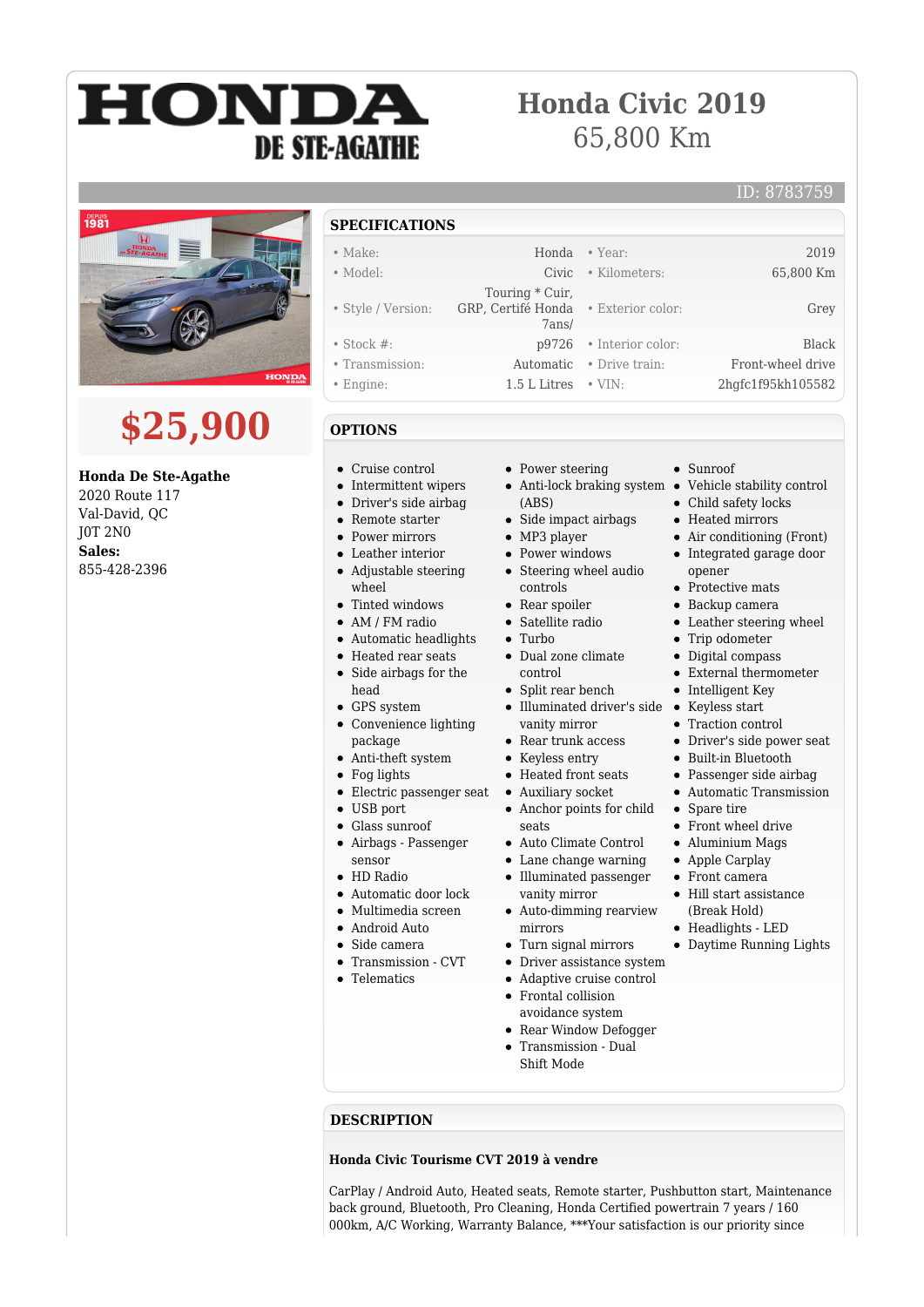# Honda Civic 2019

65,800 Km

ID: 8783759

**$25,900**

**Honda De Ste-Agathe**
2020 Route 117
Val-David, QC
J0T 2N0
**Sales:**
855-428-2396

## SPECIFICATIONS

| | | | |
|---|---|---|---|
| • Make: | Honda | • Year: | 2019 |
| • Model: | Civic | • Kilometers: | 65,800 Km |
| • Style / Version: | Touring * Cuir, GRP, Certifé Honda 7ans/ | • Exterior color: | Grey |
| • Stock #: | p9726 | • Interior color: | Black |
| • Transmission: | Automatic | • Drive train: | Front-wheel drive |
| • Engine: | 1.5 L Litres | • VIN: | 2hgfc1f95kh105582 |

## OPTIONS

- Cruise control
- Intermittent wipers
- Driver's side airbag
- Remote starter
- Power mirrors
- Leather interior
- Adjustable steering wheel
- Tinted windows
- AM / FM radio
- Automatic headlights
- Heated rear seats
- Side airbags for the head
- GPS system
- Convenience lighting package
- Anti-theft system
- Fog lights
- Electric passenger seat
- USB port
- Glass sunroof
- Airbags - Passenger sensor
- HD Radio
- Automatic door lock
- Multimedia screen
- Android Auto
- Side camera
- Transmission - CVT
- Telematics
- Power steering
- Anti-lock braking system (ABS)
- Side impact airbags
- MP3 player
- Power windows
- Steering wheel audio controls
- Rear spoiler
- Satellite radio
- Turbo
- Dual zone climate control
- Split rear bench
- Illuminated driver's side vanity mirror
- Rear trunk access
- Keyless entry
- Heated front seats
- Auxiliary socket
- Anchor points for child seats
- Auto Climate Control
- Lane change warning
- Illuminated passenger vanity mirror
- Auto-dimming rearview mirrors
- Turn signal mirrors
- Driver assistance system
- Adaptive cruise control
- Frontal collision avoidance system
- Rear Window Defogger
- Transmission - Dual Shift Mode
- Sunroof
- Vehicle stability control
- Child safety locks
- Heated mirrors
- Air conditioning (Front)
- Integrated garage door opener
- Protective mats
- Backup camera
- Leather steering wheel
- Trip odometer
- Digital compass
- External thermometer
- Intelligent Key
- Keyless start
- Traction control
- Driver's side power seat
- Built-in Bluetooth
- Passenger side airbag
- Automatic Transmission
- Spare tire
- Front wheel drive
- Aluminium Mags
- Apple Carplay
- Front camera
- Hill start assistance (Break Hold)
- Headlights - LED
- Daytime Running Lights

## DESCRIPTION

**Honda Civic Tourisme CVT 2019 à vendre**

CarPlay / Android Auto, Heated seats, Remote starter, Pushbutton start, Maintenance back ground, Bluetooth, Pro Cleaning, Honda Certified powertrain 7 years / 160 000km, A/C Working, Warranty Balance, ***Your satisfaction is our priority since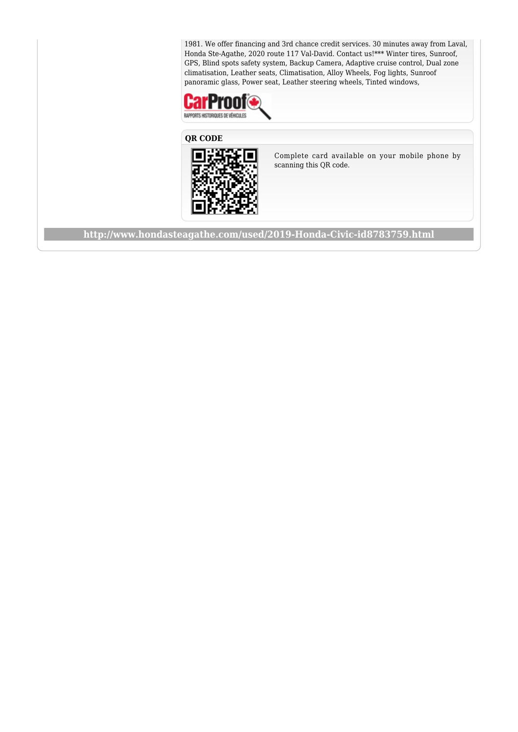1981. We offer financing and 3rd chance credit services. 30 minutes away from Laval, Honda Ste-Agathe, 2020 route 117 Val-David. Contact us!*** Winter tires, Sunroof, GPS, Blind spots safety system, Backup Camera, Adaptive cruise control, Dual zone climatisation, Leather seats, Climatisation, Alloy Wheels, Fog lights, Sunroof panoramic glass, Power seat, Leather steering wheels, Tinted windows,

CarProof RAPPORTS HISTORIQUES DE VÉHICULES

**QR CODE**

Complete card available on your mobile phone by scanning this QR code.

**http://www.hondasteagathe.com/used/2019-Honda-Civic-id8783759.html**